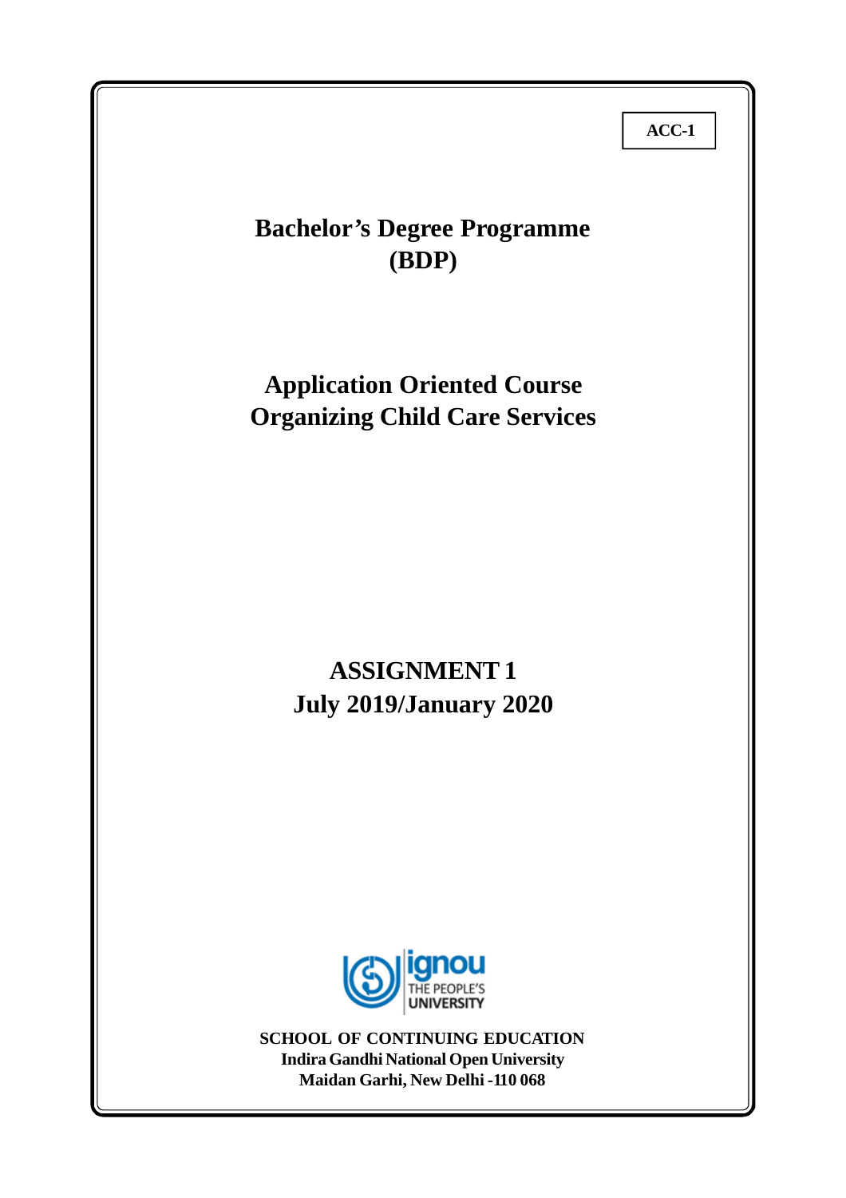ACC-1

# Bachelor's Degree Programme (BDP)

## Application Oriented Course Organizing Child Care Services

## ASSIGNMENT 1 July 2019/January 2020

**SCHOOL OF CONTINUING EDUCATION**
**Indira Gandhi National Open University**
**Maidan Garhi, New Delhi -110 068**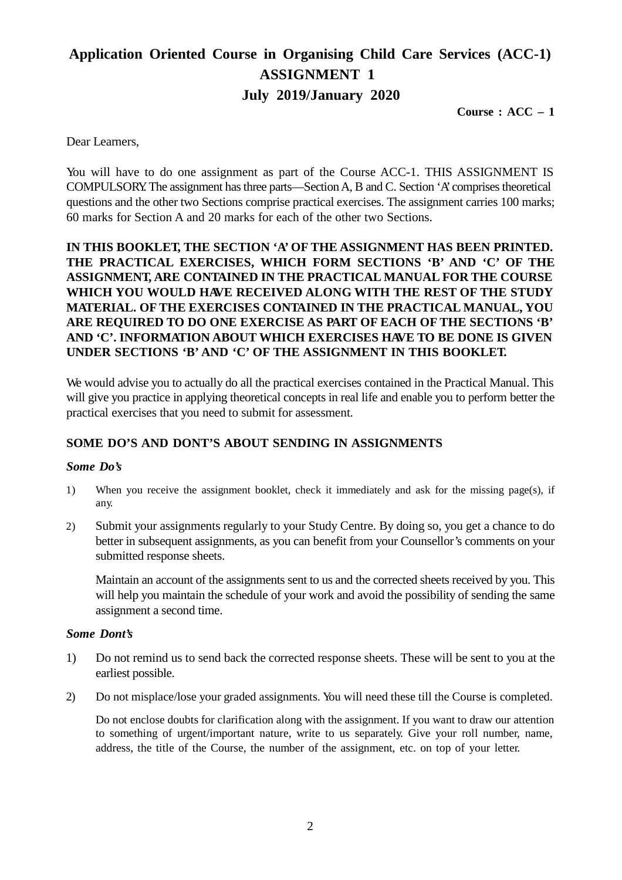# Application Oriented Course in Organising Child Care Services (ACC-1)

## ASSIGNMENT 1

## July 2019/January 2020

**Course : ACC – 1**

Dear Learners,

You will have to do one assignment as part of the Course ACC-1. THIS ASSIGNMENT IS COMPULSORY. The assignment has three parts—Section A, B and C. Section 'A' comprises theoretical questions and the other two Sections comprise practical exercises. The assignment carries 100 marks; 60 marks for Section A and 20 marks for each of the other two Sections.

**IN THIS BOOKLET, THE SECTION 'A' OF THE ASSIGNMENT HAS BEEN PRINTED. THE PRACTICAL EXERCISES, WHICH FORM SECTIONS 'B' AND 'C' OF THE ASSIGNMENT, ARE CONTAINED IN THE PRACTICAL MANUAL FOR THE COURSE WHICH YOU WOULD HAVE RECEIVED ALONG WITH THE REST OF THE STUDY MATERIAL. OF THE EXERCISES CONTAINED IN THE PRACTICAL MANUAL, YOU ARE REQUIRED TO DO ONE EXERCISE AS PART OF EACH OF THE SECTIONS 'B' AND 'C'. INFORMATION ABOUT WHICH EXERCISES HAVE TO BE DONE IS GIVEN UNDER SECTIONS 'B' AND 'C' OF THE ASSIGNMENT IN THIS BOOKLET.**

We would advise you to actually do all the practical exercises contained in the Practical Manual. This will give you practice in applying theoretical concepts in real life and enable you to perform better the practical exercises that you need to submit for assessment.

### SOME DO'S AND DONT'S ABOUT SENDING IN ASSIGNMENTS

***Some Do's***

1) When you receive the assignment booklet, check it immediately and ask for the missing page(s), if any.

2) Submit your assignments regularly to your Study Centre. By doing so, you get a chance to do better in subsequent assignments, as you can benefit from your Counsellor's comments on your submitted response sheets.

   Maintain an account of the assignments sent to us and the corrected sheets received by you. This will help you maintain the schedule of your work and avoid the possibility of sending the same assignment a second time.

***Some Dont's***

1) Do not remind us to send back the corrected response sheets. These will be sent to you at the earliest possible.

2) Do not misplace/lose your graded assignments. You will need these till the Course is completed.

   Do not enclose doubts for clarification along with the assignment. If you want to draw our attention to something of urgent/important nature, write to us separately. Give your roll number, name, address, the title of the Course, the number of the assignment, etc. on top of your letter.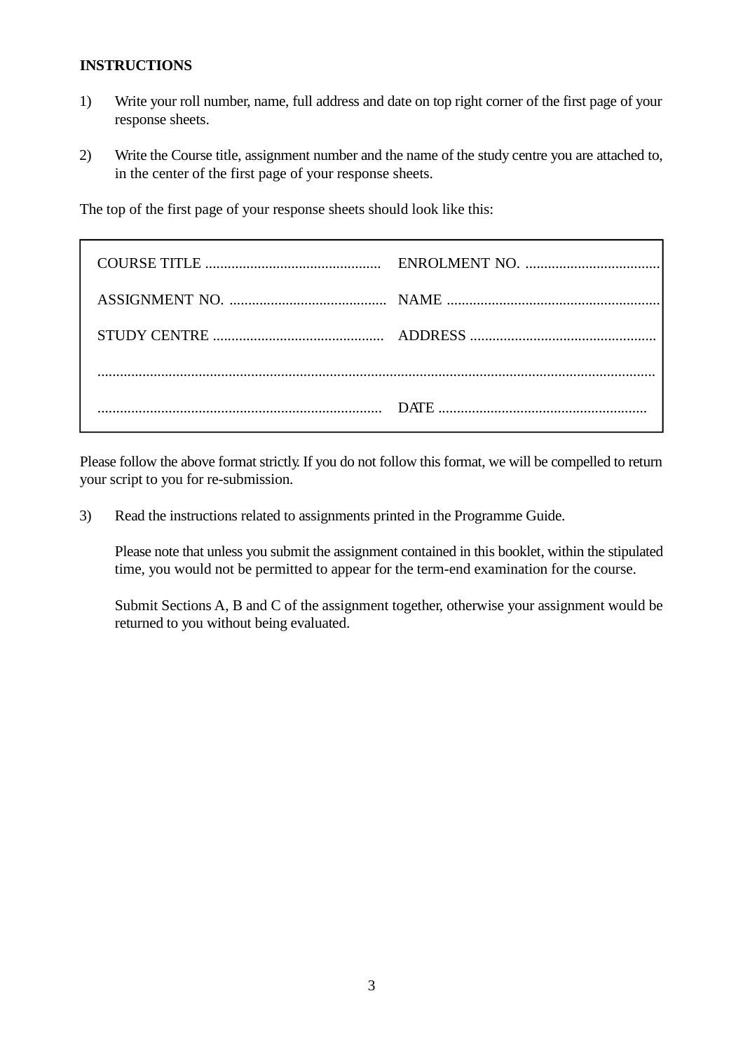**INSTRUCTIONS**

1) Write your roll number, name, full address and date on top right corner of the first page of your response sheets.

2) Write the Course title, assignment number and the name of the study centre you are attached to, in the center of the first page of your response sheets.

The top of the first page of your response sheets should look like this:

| | |
|---|---|
| COURSE TITLE ............................................... | ENROLMENT NO. .................................... |
| ASSIGNMENT NO. .......................................... | NAME ......................................................... |
| STUDY CENTRE ............................................. | ADDRESS ................................................. |
| ......................................................................................................................................... | |
| ........................................................................... | DATE ........................................................ |

Please follow the above format strictly. If you do not follow this format, we will be compelled to return your script to you for re-submission.

3) Read the instructions related to assignments printed in the Programme Guide.

   Please note that unless you submit the assignment contained in this booklet, within the stipulated time, you would not be permitted to appear for the term-end examination for the course.

   Submit Sections A, B and C of the assignment together, otherwise your assignment would be returned to you without being evaluated.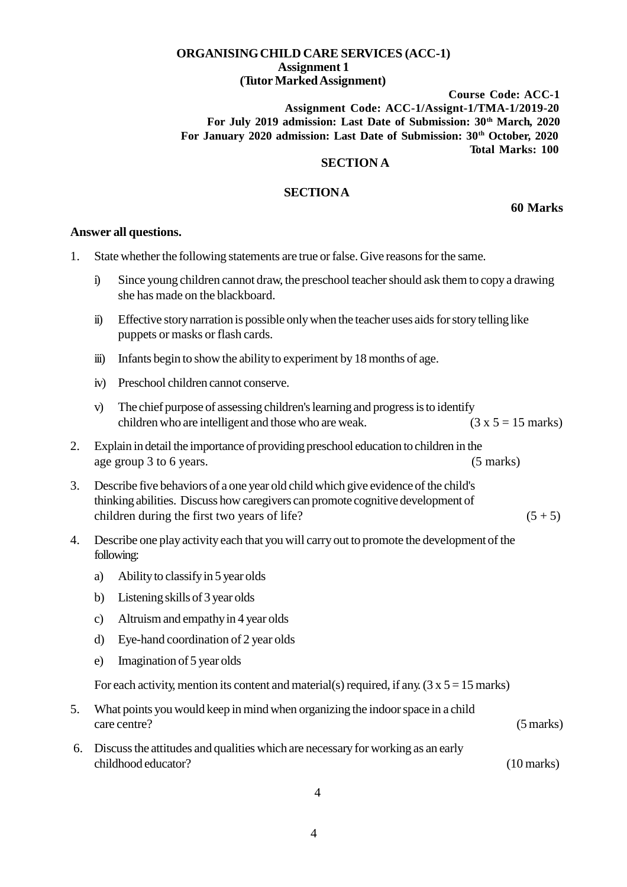**ORGANISING CHILD CARE SERVICES (ACC-1)**
**Assignment 1**
**(Tutor Marked Assignment)**

**Course Code: ACC-1**
**Assignment Code: ACC-1/Assignt-1/TMA-1/2019-20**
**For July 2019 admission: Last Date of Submission: 30th March, 2020**
**For January 2020 admission: Last Date of Submission: 30th October, 2020**
**Total Marks: 100**

## SECTION A

## SECTION A

**60 Marks**

**Answer all questions.**

1. State whether the following statements are true or false. Give reasons for the same.

   i) Since young children cannot draw, the preschool teacher should ask them to copy a drawing she has made on the blackboard.

   ii) Effective story narration is possible only when the teacher uses aids for story telling like puppets or masks or flash cards.

   iii) Infants begin to show the ability to experiment by 18 months of age.

   iv) Preschool children cannot conserve.

   v) The chief purpose of assessing children's learning and progress is to identify children who are intelligent and those who are weak. (3 x 5 = 15 marks)

2. Explain in detail the importance of providing preschool education to children in the age group 3 to 6 years. (5 marks)

3. Describe five behaviors of a one year old child which give evidence of the child's thinking abilities. Discuss how caregivers can promote cognitive development of children during the first two years of life? (5 + 5)

4. Describe one play activity each that you will carry out to promote the development of the following:

   a) Ability to classify in 5 year olds

   b) Listening skills of 3 year olds

   c) Altruism and empathy in 4 year olds

   d) Eye-hand coordination of 2 year olds

   e) Imagination of 5 year olds

   For each activity, mention its content and material(s) required, if any. (3 x 5 = 15 marks)

5. What points you would keep in mind when organizing the indoor space in a child care centre? (5 marks)

6. Discuss the attitudes and qualities which are necessary for working as an early childhood educator? (10 marks)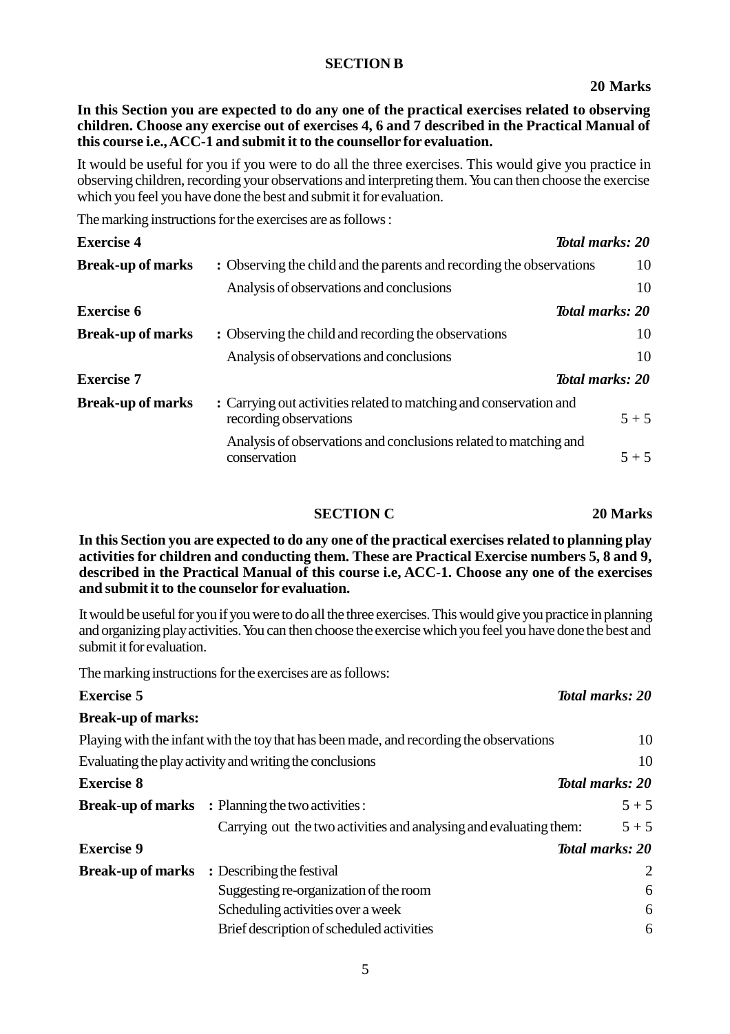## SECTION B

**20 Marks**

**In this Section you are expected to do any one of the practical exercises related to observing children. Choose any exercise out of exercises 4, 6 and 7 described in the Practical Manual of this course i.e., ACC-1 and submit it to the counsellor for evaluation.**

It would be useful for you if you were to do all the three exercises. This would give you practice in observing children, recording your observations and interpreting them. You can then choose the exercise which you feel you have done the best and submit it for evaluation.

The marking instructions for the exercises are as follows :

| | | |
|---|---|---|
| **Exercise 4** | | *Total marks: 20* |
| **Break-up of marks** | : Observing the child and the parents and recording the observations | 10 |
| | Analysis of observations and conclusions | 10 |
| **Exercise 6** | | *Total marks: 20* |
| **Break-up of marks** | : Observing the child and recording the observations | 10 |
| | Analysis of observations and conclusions | 10 |
| **Exercise 7** | | *Total marks: 20* |
| **Break-up of marks** | : Carrying out activities related to matching and conservation and recording observations | 5 + 5 |
| | Analysis of observations and conclusions related to matching and conservation | 5 + 5 |

## SECTION C

**20 Marks**

**In this Section you are expected to do any one of the practical exercises related to planning play activities for children and conducting them. These are Practical Exercise numbers 5, 8 and 9, described in the Practical Manual of this course i.e, ACC-1. Choose any one of the exercises and submit it to the counselor for evaluation.**

It would be useful for you if you were to do all the three exercises. This would give you practice in planning and organizing play activities. You can then choose the exercise which you feel you have done the best and submit it for evaluation.

The marking instructions for the exercises are as follows:

**Exercise 5** *Total marks: 20*

**Break-up of marks:**

| | |
|---|---|
| Playing with the infant with the toy that has been made, and recording the observations | 10 |
| Evaluating the play activity and writing the conclusions | 10 |

| | | |
|---|---|---|
| **Exercise 8** | | *Total marks: 20* |
| **Break-up of marks** | : Planning the two activities : | 5 + 5 |
| | Carrying out the two activities and analysing and evaluating them: | 5 + 5 |
| **Exercise 9** | | *Total marks: 20* |
| **Break-up of marks** | : Describing the festival | 2 |
| | Suggesting re-organization of the room | 6 |
| | Scheduling activities over a week | 6 |
| | Brief description of scheduled activities | 6 |